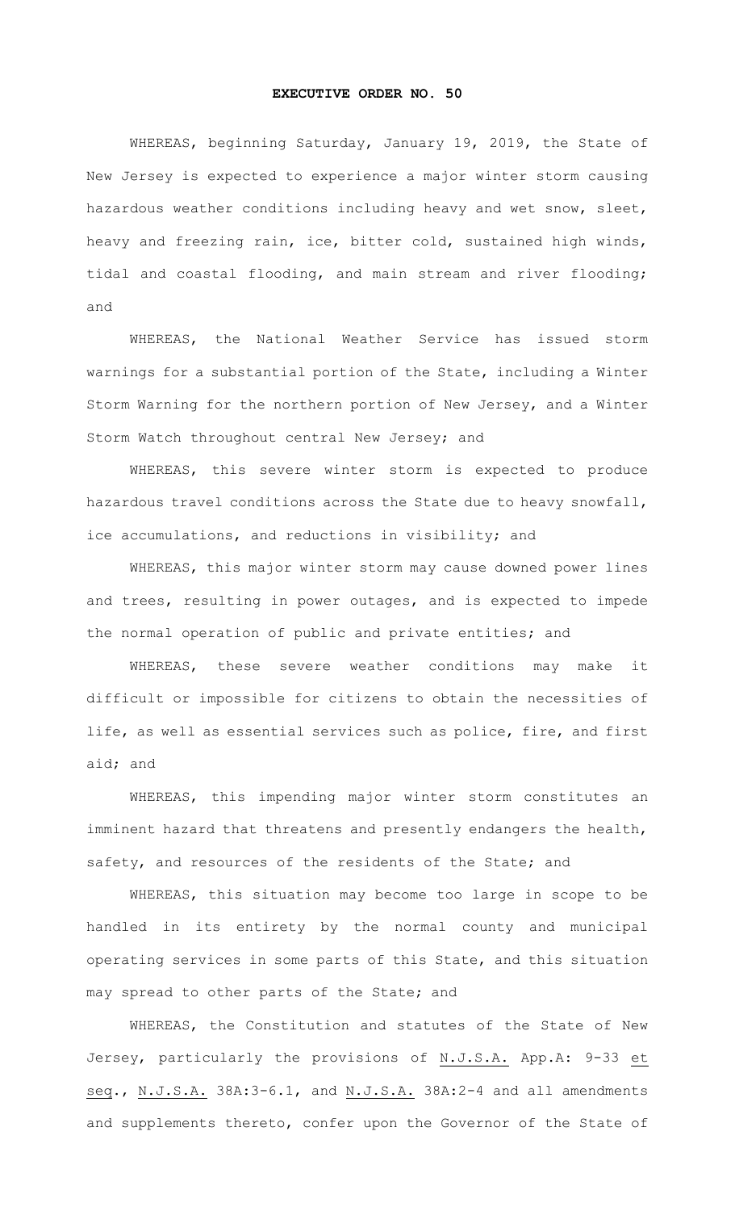# EXECUTIVE ORDER NO. 50

WHEREAS, beginning Saturday, January 19, 2019, the State of New Jersey is expected to experience a major winter storm causing hazardous weather conditions including heavy and wet snow, sleet, heavy and freezing rain, ice, bitter cold, sustained high winds, tidal and coastal flooding, and main stream and river flooding; and

WHEREAS, the National Weather Service has issued storm warnings for a substantial portion of the State, including a Winter Storm Warning for the northern portion of New Jersey, and a Winter Storm Watch throughout central New Jersey; and

WHEREAS, this severe winter storm is expected to produce hazardous travel conditions across the State due to heavy snowfall, ice accumulations, and reductions in visibility; and

WHEREAS, this major winter storm may cause downed power lines and trees, resulting in power outages, and is expected to impede the normal operation of public and private entities; and

WHEREAS, these severe weather conditions may make it difficult or impossible for citizens to obtain the necessities of life, as well as essential services such as police, fire, and first aid; and

WHEREAS, this impending major winter storm constitutes an imminent hazard that threatens and presently endangers the health, safety, and resources of the residents of the State; and

WHEREAS, this situation may become too large in scope to be handled in its entirety by the normal county and municipal operating services in some parts of this State, and this situation may spread to other parts of the State; and

WHEREAS, the Constitution and statutes of the State of New Jersey, particularly the provisions of N.J.S.A. App.A: 9-33 et seq., N.J.S.A. 38A:3-6.1, and N.J.S.A. 38A:2-4 and all amendments and supplements thereto, confer upon the Governor of the State of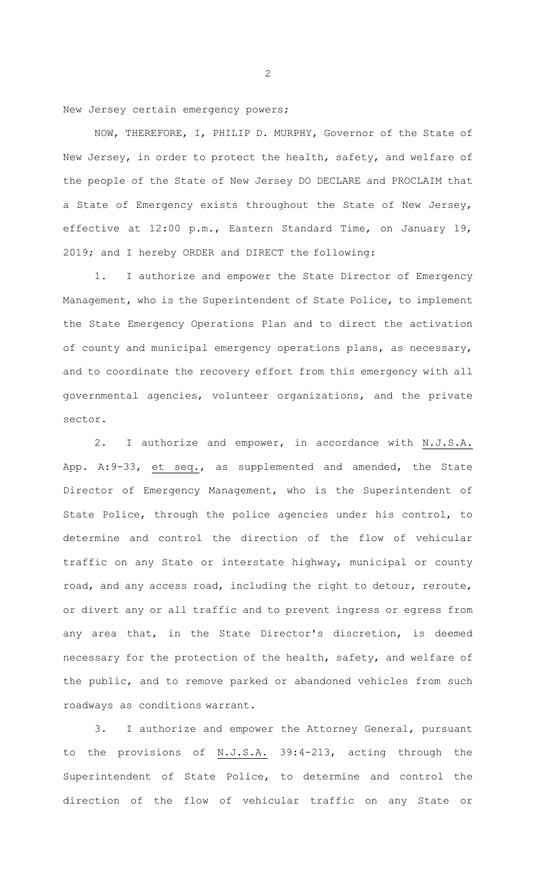New Jersey certain emergency powers;

NOW, THEREFORE, I, PHILIP D. MURPHY, Governor of the State of New Jersey, in order to protect the health, safety, and welfare of the people of the State of New Jersey DO DECLARE and PROCLAIM that a State of Emergency exists throughout the State of New Jersey, effective at 12:00 p.m., Eastern Standard Time, on January 19, 2019; and I hereby ORDER and DIRECT the following:

1. I authorize and empower the State Director of Emergency Management, who is the Superintendent of State Police, to implement the State Emergency Operations Plan and to direct the activation of county and municipal emergency operations plans, as necessary, and to coordinate the recovery effort from this emergency with all governmental agencies, volunteer organizations, and the private sector.

2. I authorize and empower, in accordance with N.J.S.A. App. A:9-33, et seq., as supplemented and amended, the State Director of Emergency Management, who is the Superintendent of State Police, through the police agencies under his control, to determine and control the direction of the flow of vehicular traffic on any State or interstate highway, municipal or county road, and any access road, including the right to detour, reroute, or divert any or all traffic and to prevent ingress or egress from any area that, in the State Director's discretion, is deemed necessary for the protection of the health, safety, and welfare of the public, and to remove parked or abandoned vehicles from such roadways as conditions warrant.

3. I authorize and empower the Attorney General, pursuant to the provisions of N.J.S.A. 39:4-213, acting through the Superintendent of State Police, to determine and control the direction of the flow of vehicular traffic on any State or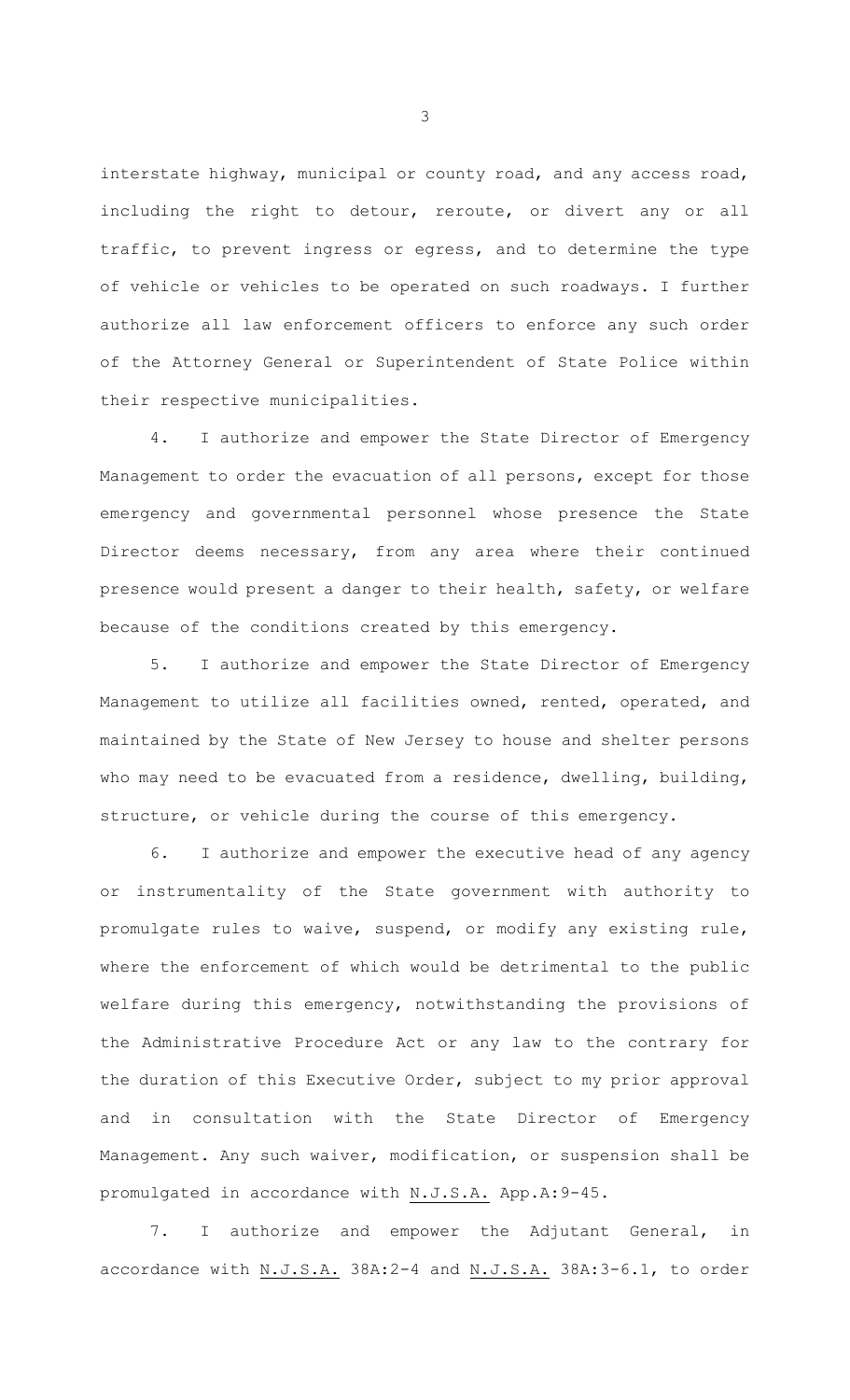interstate highway, municipal or county road, and any access road, including the right to detour, reroute, or divert any or all traffic, to prevent ingress or egress, and to determine the type of vehicle or vehicles to be operated on such roadways. I further authorize all law enforcement officers to enforce any such order of the Attorney General or Superintendent of State Police within their respective municipalities.

4. I authorize and empower the State Director of Emergency Management to order the evacuation of all persons, except for those emergency and governmental personnel whose presence the State Director deems necessary, from any area where their continued presence would present a danger to their health, safety, or welfare because of the conditions created by this emergency.

5. I authorize and empower the State Director of Emergency Management to utilize all facilities owned, rented, operated, and maintained by the State of New Jersey to house and shelter persons who may need to be evacuated from a residence, dwelling, building, structure, or vehicle during the course of this emergency.

6. I authorize and empower the executive head of any agency or instrumentality of the State government with authority to promulgate rules to waive, suspend, or modify any existing rule, where the enforcement of which would be detrimental to the public welfare during this emergency, notwithstanding the provisions of the Administrative Procedure Act or any law to the contrary for the duration of this Executive Order, subject to my prior approval and in consultation with the State Director of Emergency Management. Any such waiver, modification, or suspension shall be promulgated in accordance with N.J.S.A. App.A:9-45.

7. I authorize and empower the Adjutant General, in accordance with N.J.S.A. 38A:2-4 and N.J.S.A. 38A:3-6.1, to order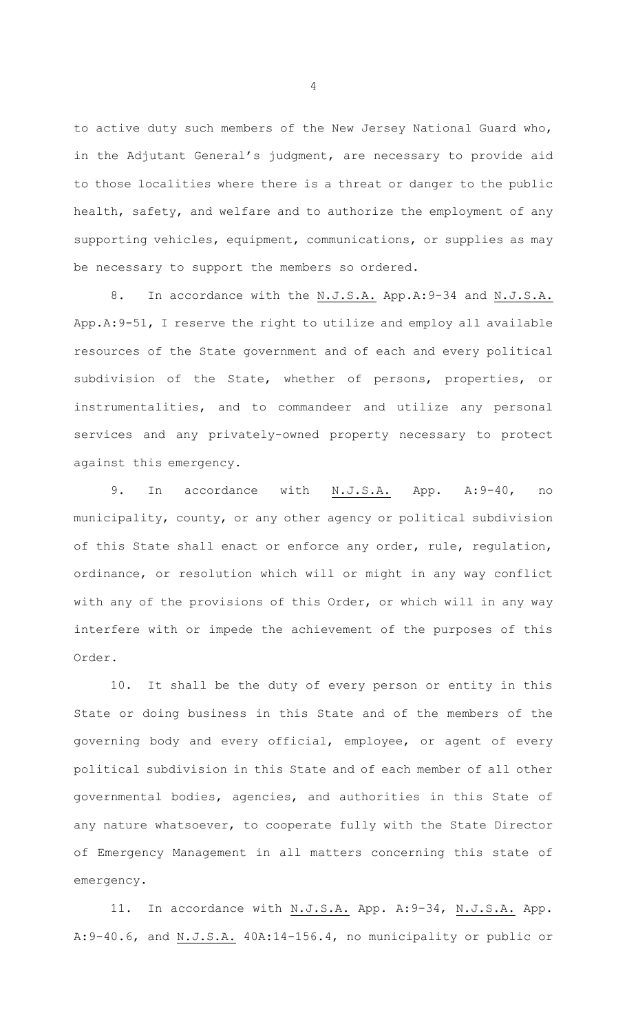to active duty such members of the New Jersey National Guard who, in the Adjutant General's judgment, are necessary to provide aid to those localities where there is a threat or danger to the public health, safety, and welfare and to authorize the employment of any supporting vehicles, equipment, communications, or supplies as may be necessary to support the members so ordered.

8. In accordance with the N.J.S.A. App.A:9-34 and N.J.S.A. App.A:9-51, I reserve the right to utilize and employ all available resources of the State government and of each and every political subdivision of the State, whether of persons, properties, or instrumentalities, and to commandeer and utilize any personal services and any privately-owned property necessary to protect against this emergency.

9. In accordance with N.J.S.A. App. A:9-40, no municipality, county, or any other agency or political subdivision of this State shall enact or enforce any order, rule, regulation, ordinance, or resolution which will or might in any way conflict with any of the provisions of this Order, or which will in any way interfere with or impede the achievement of the purposes of this Order.

10. It shall be the duty of every person or entity in this State or doing business in this State and of the members of the governing body and every official, employee, or agent of every political subdivision in this State and of each member of all other governmental bodies, agencies, and authorities in this State of any nature whatsoever, to cooperate fully with the State Director of Emergency Management in all matters concerning this state of emergency.

11. In accordance with N.J.S.A. App. A:9-34, N.J.S.A. App. A:9-40.6, and N.J.S.A. 40A:14-156.4, no municipality or public or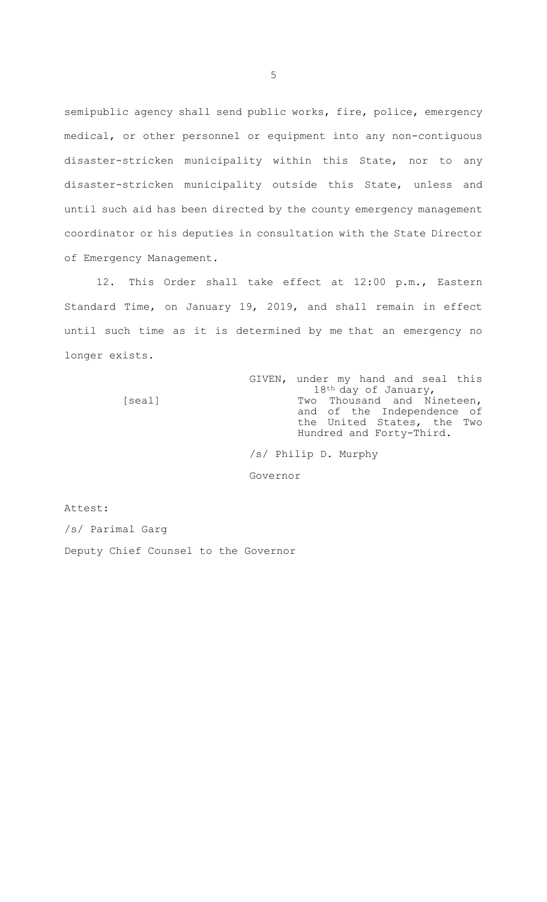semipublic agency shall send public works, fire, police, emergency medical, or other personnel or equipment into any non-contiguous disaster-stricken municipality within this State, nor to any disaster-stricken municipality outside this State, unless and until such aid has been directed by the county emergency management coordinator or his deputies in consultation with the State Director of Emergency Management.

12. This Order shall take effect at 12:00 p.m., Eastern Standard Time, on January 19, 2019, and shall remain in effect until such time as it is determined by me that an emergency no longer exists.

[seal]

GIVEN, under my hand and seal this 18th day of January, Two Thousand and Nineteen, and of the Independence of the United States, the Two Hundred and Forty-Third.

/s/ Philip D. Murphy

Governor

Attest:

/s/ Parimal Garg

Deputy Chief Counsel to the Governor